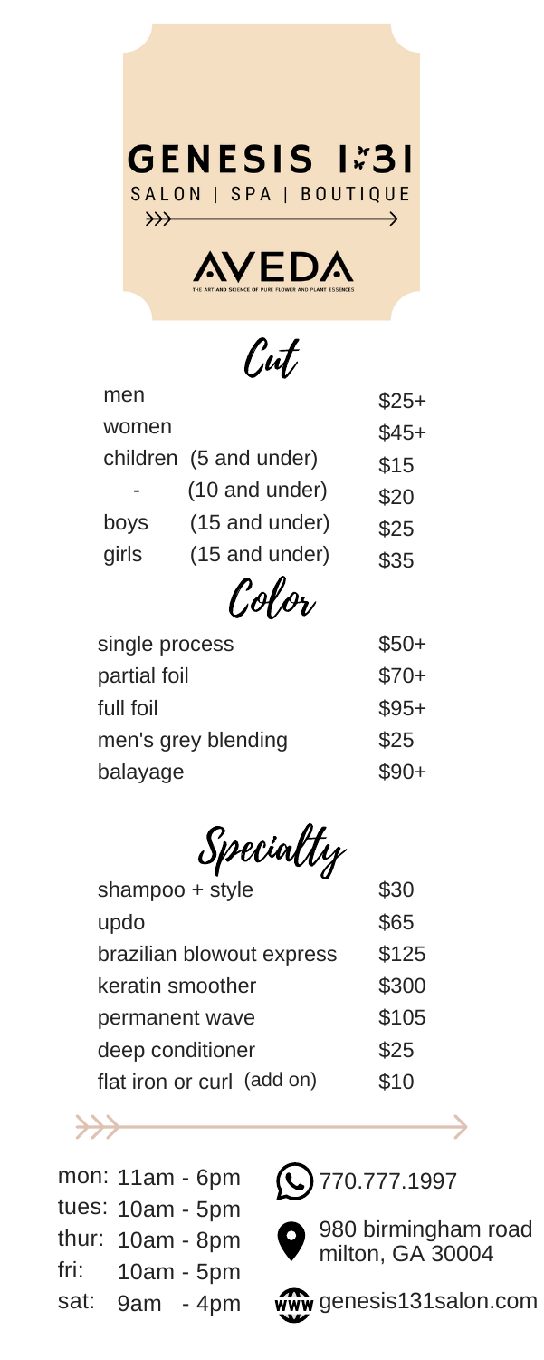# GENESIS 1:31

SALON | SPA | BOUTIQUE

AVEDA

THE ART AND SCIENCE OF PURE FLOWER AND PLANT ESSENCES

## Cut

| | | |
|---|---|---|
| men | | $25+ |
| women | | $45+ |
| children | (5 and under) | $15 |
| - | (10 and under) | $20 |
| boys | (15 and under) | $25 |
| girls | (15 and under) | $35 |

## Color

| | |
|---|---|
| single process | $50+ |
| partial foil | $70+ |
| full foil | $95+ |
| men's grey blending | $25 |
| balayage | $90+ |

## Specialty

| | |
|---|---|
| shampoo + style | $30 |
| updo | $65 |
| brazilian blowout express | $125 |
| keratin smoother | $300 |
| permanent wave | $105 |
| deep conditioner | $25 |
| flat iron or curl (add on) | $10 |

mon: 11am - 6pm
tues: 10am - 5pm
thur: 10am - 8pm
fri: 10am - 5pm
sat: 9am - 4pm

770.777.1997

980 birmingham road
milton, GA 30004

genesis131salon.com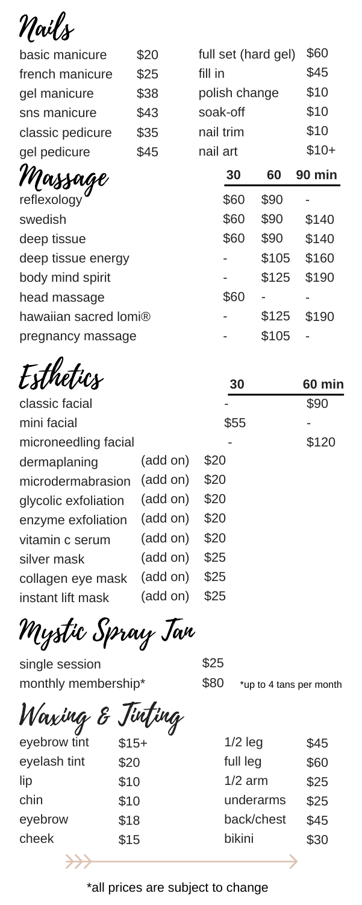# Nails

| | | | |
|---|---|---|---|
| basic manicure | $20 | full set (hard gel) | $60 |
| french manicure | $25 | fill in | $45 |
| gel manicure | $38 | polish change | $10 |
| sns manicure | $43 | soak-off | $10 |
| classic pedicure | $35 | nail trim | $10 |
| gel pedicure | $45 | nail art | $10+ |

# Massage

| | 30 | 60 | 90 min |
|---|---|---|---|
| reflexology | $60 | $90 | - |
| swedish | $60 | $90 | $140 |
| deep tissue | $60 | $90 | $140 |
| deep tissue energy | - | $105 | $160 |
| body mind spirit | - | $125 | $190 |
| head massage | $60 | - | - |
| hawaiian sacred lomi® | - | $125 | $190 |
| pregnancy massage | - | $105 | - |

# Esthetics

| | | 30 | 60 min |
|---|---|---|---|
| classic facial | | - | $90 |
| mini facial | | $55 | - |
| microneedling facial | | - | $120 |
| dermaplaning | (add on) | $20 | |
| microdermabrasion | (add on) | $20 | |
| glycolic exfoliation | (add on) | $20 | |
| enzyme exfoliation | (add on) | $20 | |
| vitamin c serum | (add on) | $20 | |
| silver mask | (add on) | $25 | |
| collagen eye mask | (add on) | $25 | |
| instant lift mask | (add on) | $25 | |

# Mystic Spray Tan

| | | |
|---|---|---|
| single session | $25 | |
| monthly membership* | $80 | *up to 4 tans per month |

# Waxing & Tinting

| | | | |
|---|---|---|---|
| eyebrow tint | $15+ | 1/2 leg | $45 |
| eyelash tint | $20 | full leg | $60 |
| lip | $10 | 1/2 arm | $25 |
| chin | $10 | underarms | $25 |
| eyebrow | $18 | back/chest | $45 |
| cheek | $15 | bikini | $30 |

*all prices are subject to change